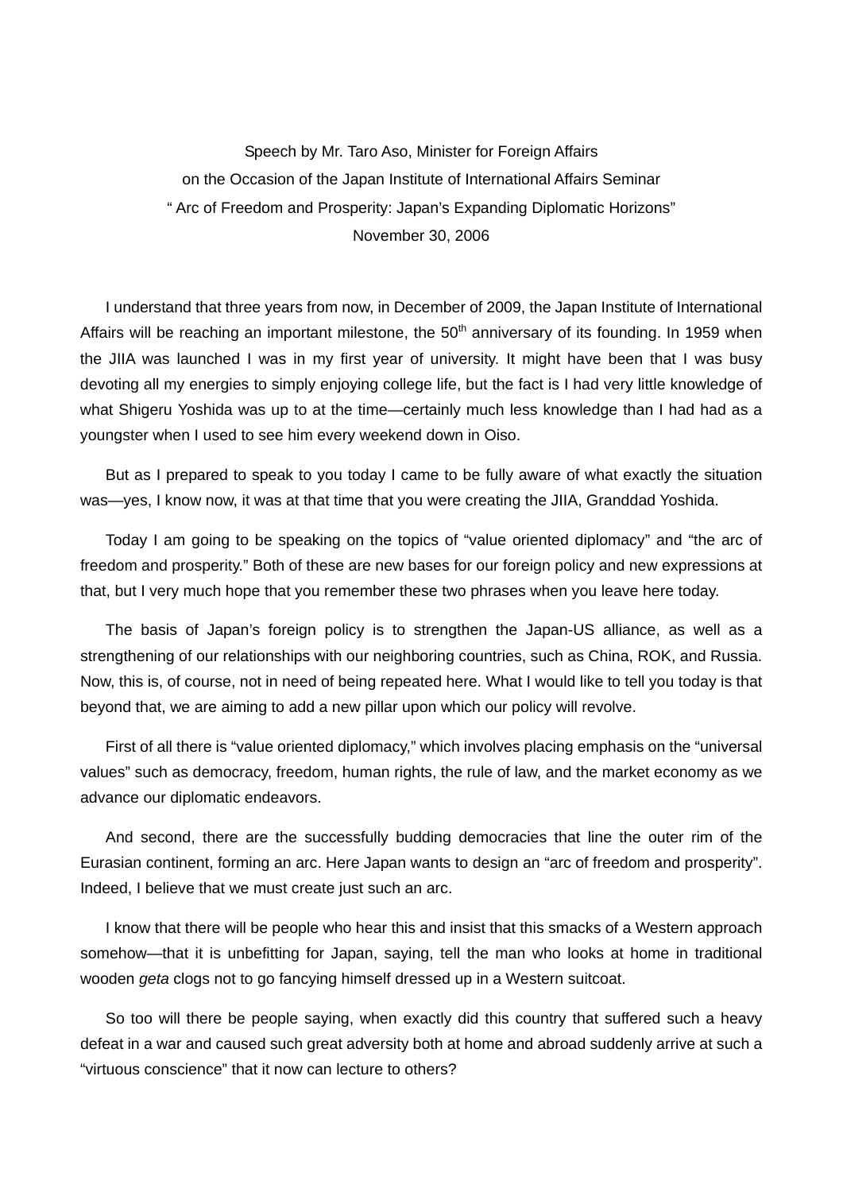Speech by Mr. Taro Aso, Minister for Foreign Affairs
on the Occasion of the Japan Institute of International Affairs Seminar
" Arc of Freedom and Prosperity: Japan's Expanding Diplomatic Horizons"
November 30, 2006

I understand that three years from now, in December of 2009, the Japan Institute of International Affairs will be reaching an important milestone, the 50th anniversary of its founding. In 1959 when the JIIA was launched I was in my first year of university. It might have been that I was busy devoting all my energies to simply enjoying college life, but the fact is I had very little knowledge of what Shigeru Yoshida was up to at the time—certainly much less knowledge than I had had as a youngster when I used to see him every weekend down in Oiso.

But as I prepared to speak to you today I came to be fully aware of what exactly the situation was—yes, I know now, it was at that time that you were creating the JIIA, Granddad Yoshida.

Today I am going to be speaking on the topics of "value oriented diplomacy" and "the arc of freedom and prosperity." Both of these are new bases for our foreign policy and new expressions at that, but I very much hope that you remember these two phrases when you leave here today.

The basis of Japan's foreign policy is to strengthen the Japan-US alliance, as well as a strengthening of our relationships with our neighboring countries, such as China, ROK, and Russia. Now, this is, of course, not in need of being repeated here. What I would like to tell you today is that beyond that, we are aiming to add a new pillar upon which our policy will revolve.

First of all there is "value oriented diplomacy," which involves placing emphasis on the "universal values" such as democracy, freedom, human rights, the rule of law, and the market economy as we advance our diplomatic endeavors.

And second, there are the successfully budding democracies that line the outer rim of the Eurasian continent, forming an arc. Here Japan wants to design an "arc of freedom and prosperity". Indeed, I believe that we must create just such an arc.

I know that there will be people who hear this and insist that this smacks of a Western approach somehow—that it is unbefitting for Japan, saying, tell the man who looks at home in traditional wooden *geta* clogs not to go fancying himself dressed up in a Western suitcoat.

So too will there be people saying, when exactly did this country that suffered such a heavy defeat in a war and caused such great adversity both at home and abroad suddenly arrive at such a "virtuous conscience" that it now can lecture to others?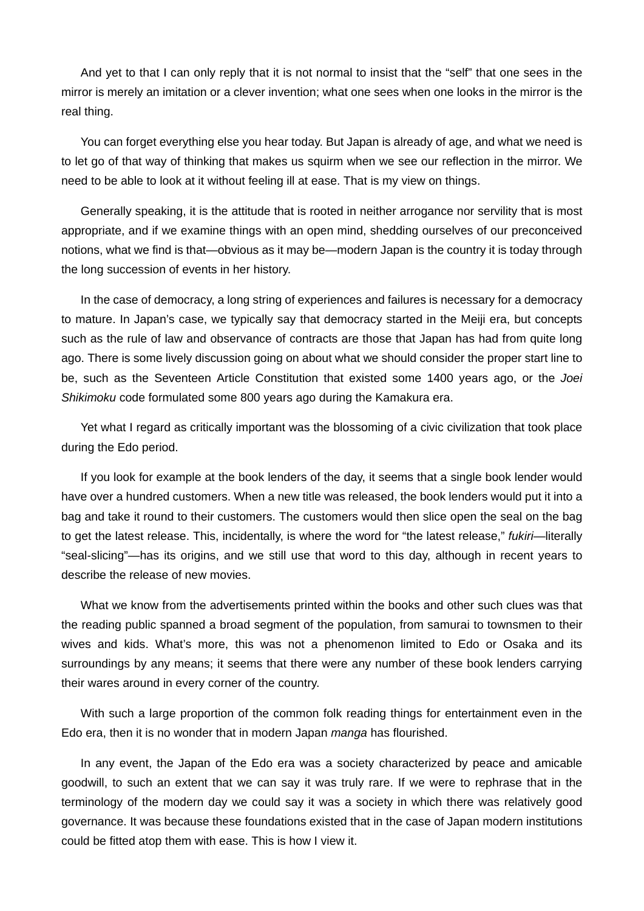And yet to that I can only reply that it is not normal to insist that the “self” that one sees in the mirror is merely an imitation or a clever invention; what one sees when one looks in the mirror is the real thing.

You can forget everything else you hear today. But Japan is already of age, and what we need is to let go of that way of thinking that makes us squirm when we see our reflection in the mirror. We need to be able to look at it without feeling ill at ease. That is my view on things.

Generally speaking, it is the attitude that is rooted in neither arrogance nor servility that is most appropriate, and if we examine things with an open mind, shedding ourselves of our preconceived notions, what we find is that—obvious as it may be—modern Japan is the country it is today through the long succession of events in her history.

In the case of democracy, a long string of experiences and failures is necessary for a democracy to mature. In Japan’s case, we typically say that democracy started in the Meiji era, but concepts such as the rule of law and observance of contracts are those that Japan has had from quite long ago. There is some lively discussion going on about what we should consider the proper start line to be, such as the Seventeen Article Constitution that existed some 1400 years ago, or the *Joei Shikimoku* code formulated some 800 years ago during the Kamakura era.

Yet what I regard as critically important was the blossoming of a civic civilization that took place during the Edo period.

If you look for example at the book lenders of the day, it seems that a single book lender would have over a hundred customers. When a new title was released, the book lenders would put it into a bag and take it round to their customers. The customers would then slice open the seal on the bag to get the latest release. This, incidentally, is where the word for “the latest release,” *fukiri*—literally “seal-slicing”—has its origins, and we still use that word to this day, although in recent years to describe the release of new movies.

What we know from the advertisements printed within the books and other such clues was that the reading public spanned a broad segment of the population, from samurai to townsmen to their wives and kids. What’s more, this was not a phenomenon limited to Edo or Osaka and its surroundings by any means; it seems that there were any number of these book lenders carrying their wares around in every corner of the country.

With such a large proportion of the common folk reading things for entertainment even in the Edo era, then it is no wonder that in modern Japan *manga* has flourished.

In any event, the Japan of the Edo era was a society characterized by peace and amicable goodwill, to such an extent that we can say it was truly rare. If we were to rephrase that in the terminology of the modern day we could say it was a society in which there was relatively good governance. It was because these foundations existed that in the case of Japan modern institutions could be fitted atop them with ease. This is how I view it.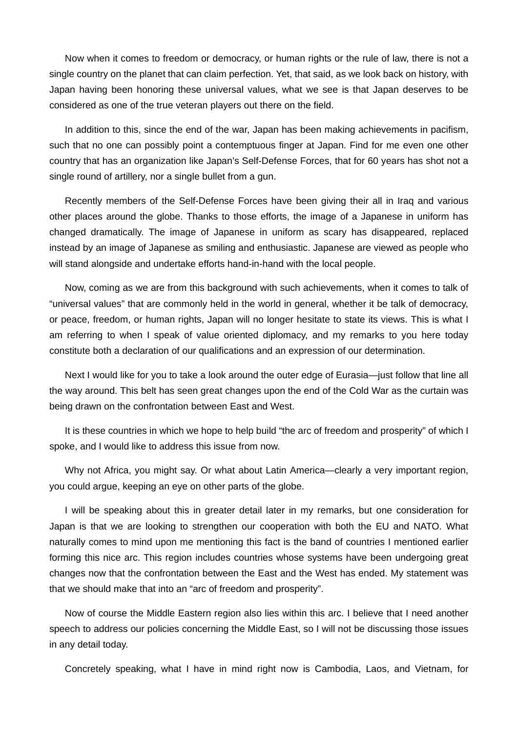Now when it comes to freedom or democracy, or human rights or the rule of law, there is not a single country on the planet that can claim perfection. Yet, that said, as we look back on history, with Japan having been honoring these universal values, what we see is that Japan deserves to be considered as one of the true veteran players out there on the field.

In addition to this, since the end of the war, Japan has been making achievements in pacifism, such that no one can possibly point a contemptuous finger at Japan. Find for me even one other country that has an organization like Japan's Self-Defense Forces, that for 60 years has shot not a single round of artillery, nor a single bullet from a gun.

Recently members of the Self-Defense Forces have been giving their all in Iraq and various other places around the globe. Thanks to those efforts, the image of a Japanese in uniform has changed dramatically. The image of Japanese in uniform as scary has disappeared, replaced instead by an image of Japanese as smiling and enthusiastic. Japanese are viewed as people who will stand alongside and undertake efforts hand-in-hand with the local people.

Now, coming as we are from this background with such achievements, when it comes to talk of "universal values" that are commonly held in the world in general, whether it be talk of democracy, or peace, freedom, or human rights, Japan will no longer hesitate to state its views. This is what I am referring to when I speak of value oriented diplomacy, and my remarks to you here today constitute both a declaration of our qualifications and an expression of our determination.

Next I would like for you to take a look around the outer edge of Eurasia—just follow that line all the way around. This belt has seen great changes upon the end of the Cold War as the curtain was being drawn on the confrontation between East and West.

It is these countries in which we hope to help build "the arc of freedom and prosperity" of which I spoke, and I would like to address this issue from now.

Why not Africa, you might say. Or what about Latin America—clearly a very important region, you could argue, keeping an eye on other parts of the globe.

I will be speaking about this in greater detail later in my remarks, but one consideration for Japan is that we are looking to strengthen our cooperation with both the EU and NATO. What naturally comes to mind upon me mentioning this fact is the band of countries I mentioned earlier forming this nice arc. This region includes countries whose systems have been undergoing great changes now that the confrontation between the East and the West has ended. My statement was that we should make that into an "arc of freedom and prosperity".

Now of course the Middle Eastern region also lies within this arc. I believe that I need another speech to address our policies concerning the Middle East, so I will not be discussing those issues in any detail today.

Concretely speaking, what I have in mind right now is Cambodia, Laos, and Vietnam, for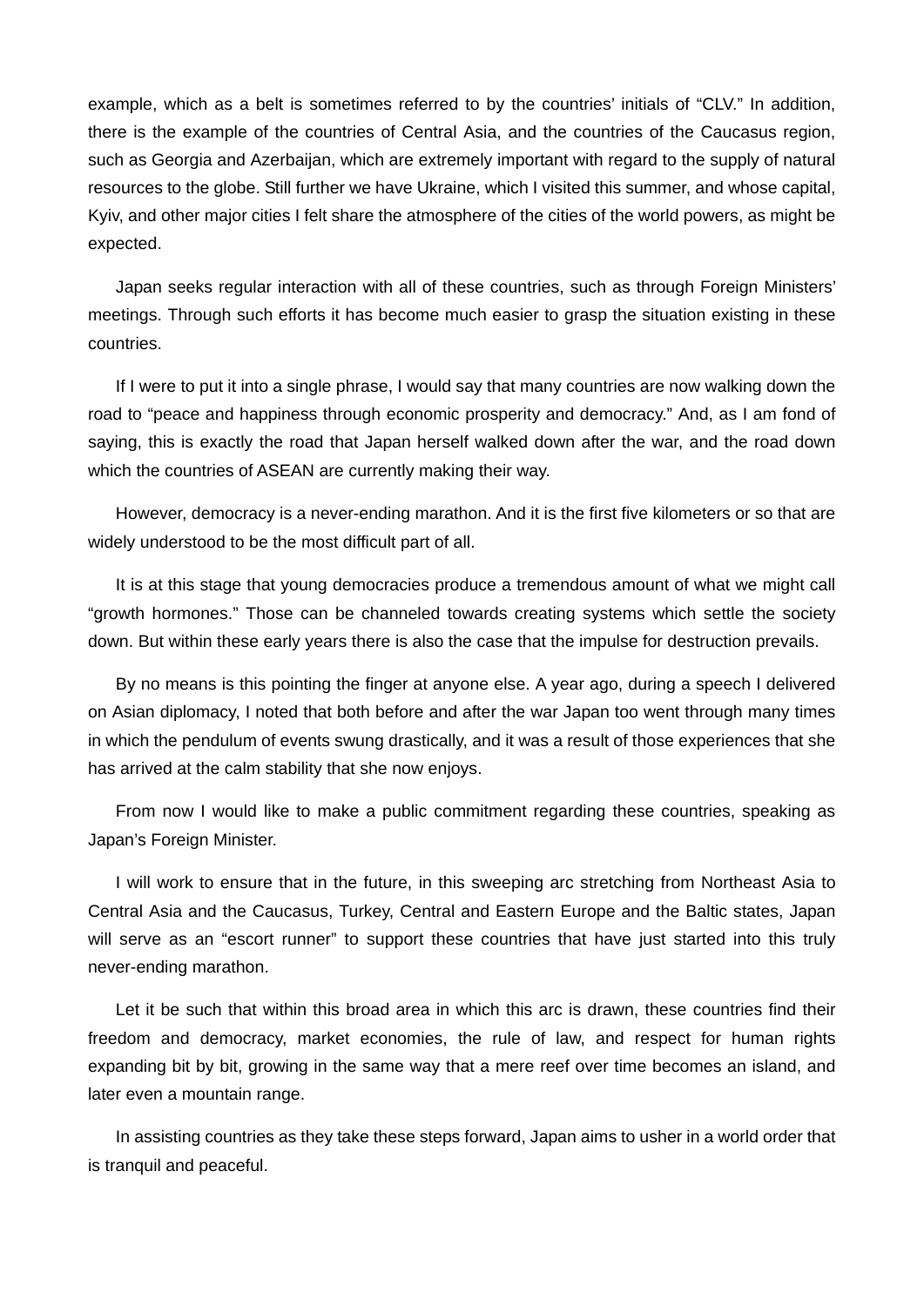example, which as a belt is sometimes referred to by the countries' initials of "CLV." In addition, there is the example of the countries of Central Asia, and the countries of the Caucasus region, such as Georgia and Azerbaijan, which are extremely important with regard to the supply of natural resources to the globe. Still further we have Ukraine, which I visited this summer, and whose capital, Kyiv, and other major cities I felt share the atmosphere of the cities of the world powers, as might be expected.

Japan seeks regular interaction with all of these countries, such as through Foreign Ministers' meetings. Through such efforts it has become much easier to grasp the situation existing in these countries.

If I were to put it into a single phrase, I would say that many countries are now walking down the road to "peace and happiness through economic prosperity and democracy." And, as I am fond of saying, this is exactly the road that Japan herself walked down after the war, and the road down which the countries of ASEAN are currently making their way.

However, democracy is a never-ending marathon. And it is the first five kilometers or so that are widely understood to be the most difficult part of all.

It is at this stage that young democracies produce a tremendous amount of what we might call "growth hormones." Those can be channeled towards creating systems which settle the society down. But within these early years there is also the case that the impulse for destruction prevails.

By no means is this pointing the finger at anyone else. A year ago, during a speech I delivered on Asian diplomacy, I noted that both before and after the war Japan too went through many times in which the pendulum of events swung drastically, and it was a result of those experiences that she has arrived at the calm stability that she now enjoys.

From now I would like to make a public commitment regarding these countries, speaking as Japan's Foreign Minister.

I will work to ensure that in the future, in this sweeping arc stretching from Northeast Asia to Central Asia and the Caucasus, Turkey, Central and Eastern Europe and the Baltic states, Japan will serve as an "escort runner" to support these countries that have just started into this truly never-ending marathon.

Let it be such that within this broad area in which this arc is drawn, these countries find their freedom and democracy, market economies, the rule of law, and respect for human rights expanding bit by bit, growing in the same way that a mere reef over time becomes an island, and later even a mountain range.

In assisting countries as they take these steps forward, Japan aims to usher in a world order that is tranquil and peaceful.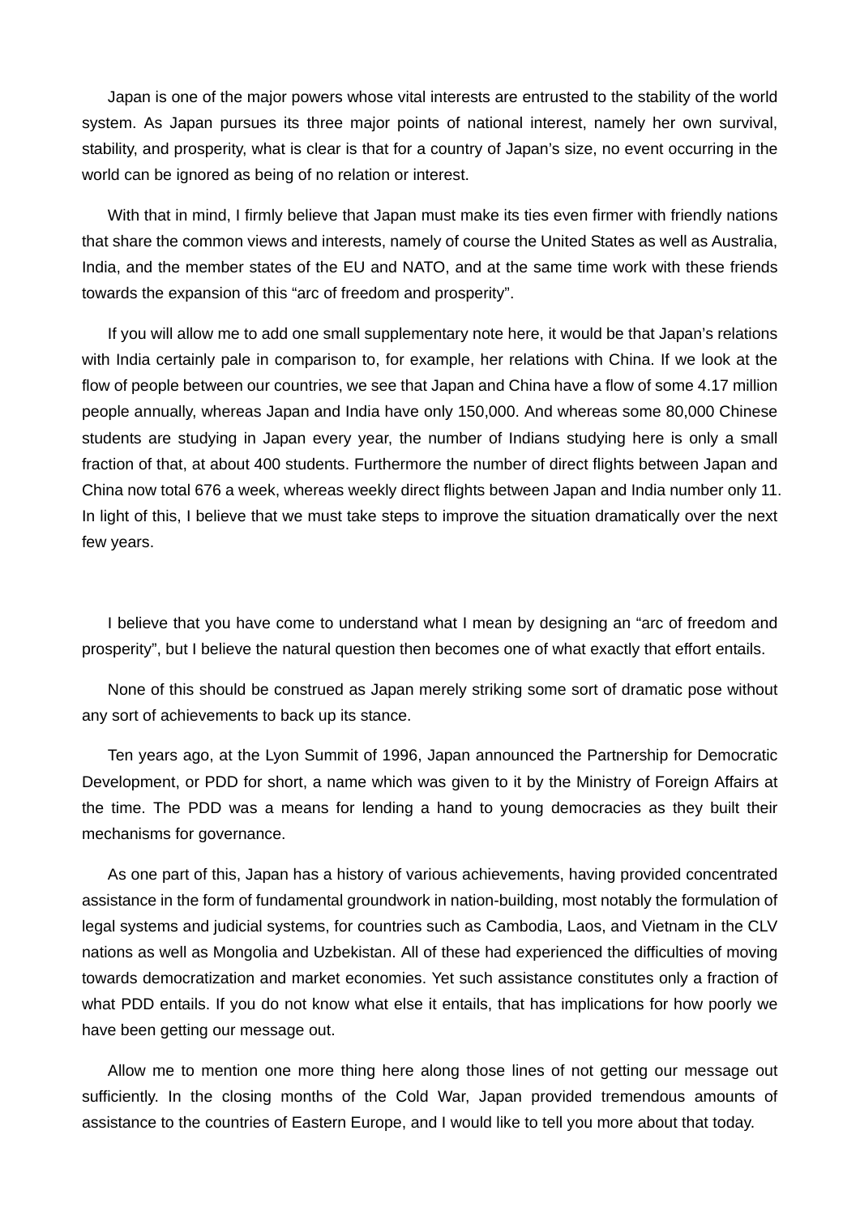Japan is one of the major powers whose vital interests are entrusted to the stability of the world system. As Japan pursues its three major points of national interest, namely her own survival, stability, and prosperity, what is clear is that for a country of Japan's size, no event occurring in the world can be ignored as being of no relation or interest.

With that in mind, I firmly believe that Japan must make its ties even firmer with friendly nations that share the common views and interests, namely of course the United States as well as Australia, India, and the member states of the EU and NATO, and at the same time work with these friends towards the expansion of this "arc of freedom and prosperity".

If you will allow me to add one small supplementary note here, it would be that Japan's relations with India certainly pale in comparison to, for example, her relations with China. If we look at the flow of people between our countries, we see that Japan and China have a flow of some 4.17 million people annually, whereas Japan and India have only 150,000. And whereas some 80,000 Chinese students are studying in Japan every year, the number of Indians studying here is only a small fraction of that, at about 400 students. Furthermore the number of direct flights between Japan and China now total 676 a week, whereas weekly direct flights between Japan and India number only 11. In light of this, I believe that we must take steps to improve the situation dramatically over the next few years.

I believe that you have come to understand what I mean by designing an "arc of freedom and prosperity", but I believe the natural question then becomes one of what exactly that effort entails.

None of this should be construed as Japan merely striking some sort of dramatic pose without any sort of achievements to back up its stance.

Ten years ago, at the Lyon Summit of 1996, Japan announced the Partnership for Democratic Development, or PDD for short, a name which was given to it by the Ministry of Foreign Affairs at the time. The PDD was a means for lending a hand to young democracies as they built their mechanisms for governance.

As one part of this, Japan has a history of various achievements, having provided concentrated assistance in the form of fundamental groundwork in nation-building, most notably the formulation of legal systems and judicial systems, for countries such as Cambodia, Laos, and Vietnam in the CLV nations as well as Mongolia and Uzbekistan. All of these had experienced the difficulties of moving towards democratization and market economies. Yet such assistance constitutes only a fraction of what PDD entails. If you do not know what else it entails, that has implications for how poorly we have been getting our message out.

Allow me to mention one more thing here along those lines of not getting our message out sufficiently. In the closing months of the Cold War, Japan provided tremendous amounts of assistance to the countries of Eastern Europe, and I would like to tell you more about that today.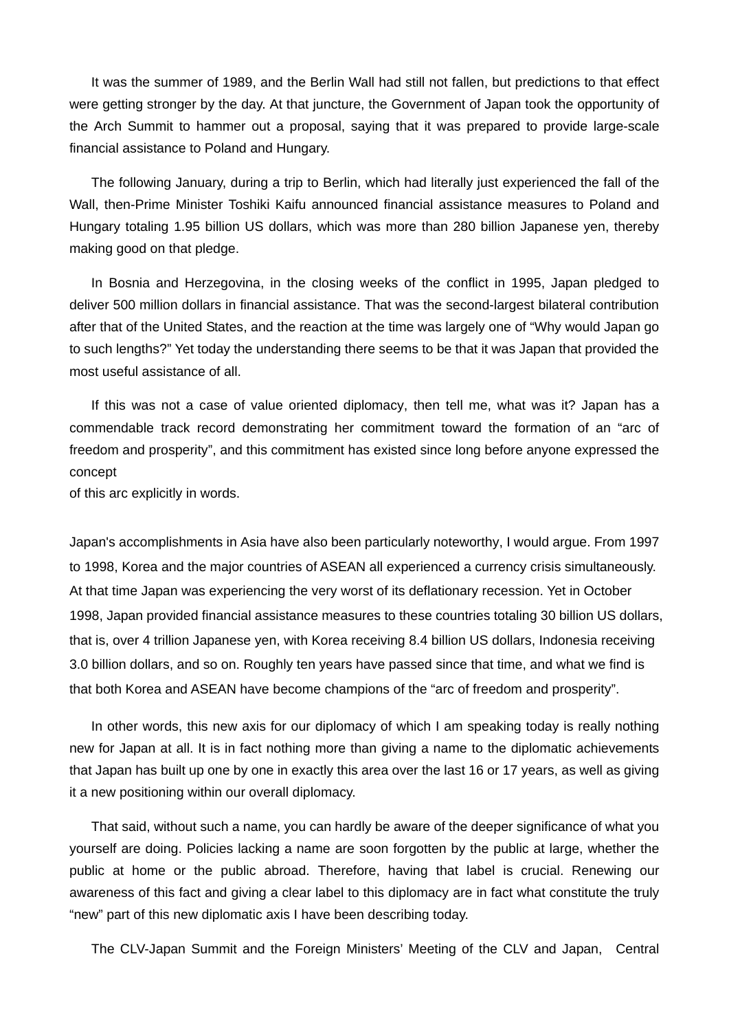It was the summer of 1989, and the Berlin Wall had still not fallen, but predictions to that effect were getting stronger by the day. At that juncture, the Government of Japan took the opportunity of the Arch Summit to hammer out a proposal, saying that it was prepared to provide large-scale financial assistance to Poland and Hungary.

The following January, during a trip to Berlin, which had literally just experienced the fall of the Wall, then-Prime Minister Toshiki Kaifu announced financial assistance measures to Poland and Hungary totaling 1.95 billion US dollars, which was more than 280 billion Japanese yen, thereby making good on that pledge.

In Bosnia and Herzegovina, in the closing weeks of the conflict in 1995, Japan pledged to deliver 500 million dollars in financial assistance. That was the second-largest bilateral contribution after that of the United States, and the reaction at the time was largely one of "Why would Japan go to such lengths?" Yet today the understanding there seems to be that it was Japan that provided the most useful assistance of all.

If this was not a case of value oriented diplomacy, then tell me, what was it? Japan has a commendable track record demonstrating her commitment toward the formation of an "arc of freedom and prosperity", and this commitment has existed since long before anyone expressed the concept of this arc explicitly in words.

Japan's accomplishments in Asia have also been particularly noteworthy, I would argue. From 1997 to 1998, Korea and the major countries of ASEAN all experienced a currency crisis simultaneously. At that time Japan was experiencing the very worst of its deflationary recession. Yet in October 1998, Japan provided financial assistance measures to these countries totaling 30 billion US dollars, that is, over 4 trillion Japanese yen, with Korea receiving 8.4 billion US dollars, Indonesia receiving 3.0 billion dollars, and so on. Roughly ten years have passed since that time, and what we find is that both Korea and ASEAN have become champions of the "arc of freedom and prosperity".

In other words, this new axis for our diplomacy of which I am speaking today is really nothing new for Japan at all. It is in fact nothing more than giving a name to the diplomatic achievements that Japan has built up one by one in exactly this area over the last 16 or 17 years, as well as giving it a new positioning within our overall diplomacy.

That said, without such a name, you can hardly be aware of the deeper significance of what you yourself are doing. Policies lacking a name are soon forgotten by the public at large, whether the public at home or the public abroad. Therefore, having that label is crucial. Renewing our awareness of this fact and giving a clear label to this diplomacy are in fact what constitute the truly "new" part of this new diplomatic axis I have been describing today.

The CLV-Japan Summit and the Foreign Ministers' Meeting of the CLV and Japan, Central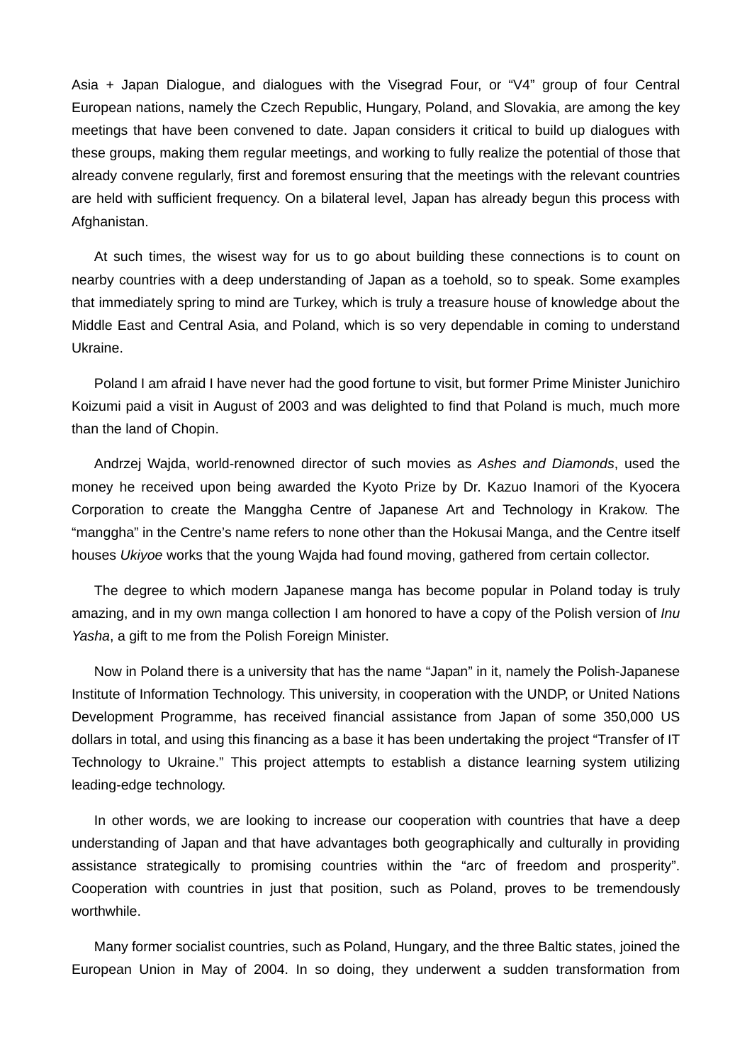Asia + Japan Dialogue, and dialogues with the Visegrad Four, or "V4" group of four Central European nations, namely the Czech Republic, Hungary, Poland, and Slovakia, are among the key meetings that have been convened to date. Japan considers it critical to build up dialogues with these groups, making them regular meetings, and working to fully realize the potential of those that already convene regularly, first and foremost ensuring that the meetings with the relevant countries are held with sufficient frequency. On a bilateral level, Japan has already begun this process with Afghanistan.

At such times, the wisest way for us to go about building these connections is to count on nearby countries with a deep understanding of Japan as a toehold, so to speak. Some examples that immediately spring to mind are Turkey, which is truly a treasure house of knowledge about the Middle East and Central Asia, and Poland, which is so very dependable in coming to understand Ukraine.

Poland I am afraid I have never had the good fortune to visit, but former Prime Minister Junichiro Koizumi paid a visit in August of 2003 and was delighted to find that Poland is much, much more than the land of Chopin.

Andrzej Wajda, world-renowned director of such movies as *Ashes and Diamonds*, used the money he received upon being awarded the Kyoto Prize by Dr. Kazuo Inamori of the Kyocera Corporation to create the Manggha Centre of Japanese Art and Technology in Krakow. The "manggha" in the Centre's name refers to none other than the Hokusai Manga, and the Centre itself houses *Ukiyoe* works that the young Wajda had found moving, gathered from certain collector.

The degree to which modern Japanese manga has become popular in Poland today is truly amazing, and in my own manga collection I am honored to have a copy of the Polish version of *Inu Yasha*, a gift to me from the Polish Foreign Minister.

Now in Poland there is a university that has the name "Japan" in it, namely the Polish-Japanese Institute of Information Technology. This university, in cooperation with the UNDP, or United Nations Development Programme, has received financial assistance from Japan of some 350,000 US dollars in total, and using this financing as a base it has been undertaking the project "Transfer of IT Technology to Ukraine." This project attempts to establish a distance learning system utilizing leading-edge technology.

In other words, we are looking to increase our cooperation with countries that have a deep understanding of Japan and that have advantages both geographically and culturally in providing assistance strategically to promising countries within the "arc of freedom and prosperity". Cooperation with countries in just that position, such as Poland, proves to be tremendously worthwhile.

Many former socialist countries, such as Poland, Hungary, and the three Baltic states, joined the European Union in May of 2004. In so doing, they underwent a sudden transformation from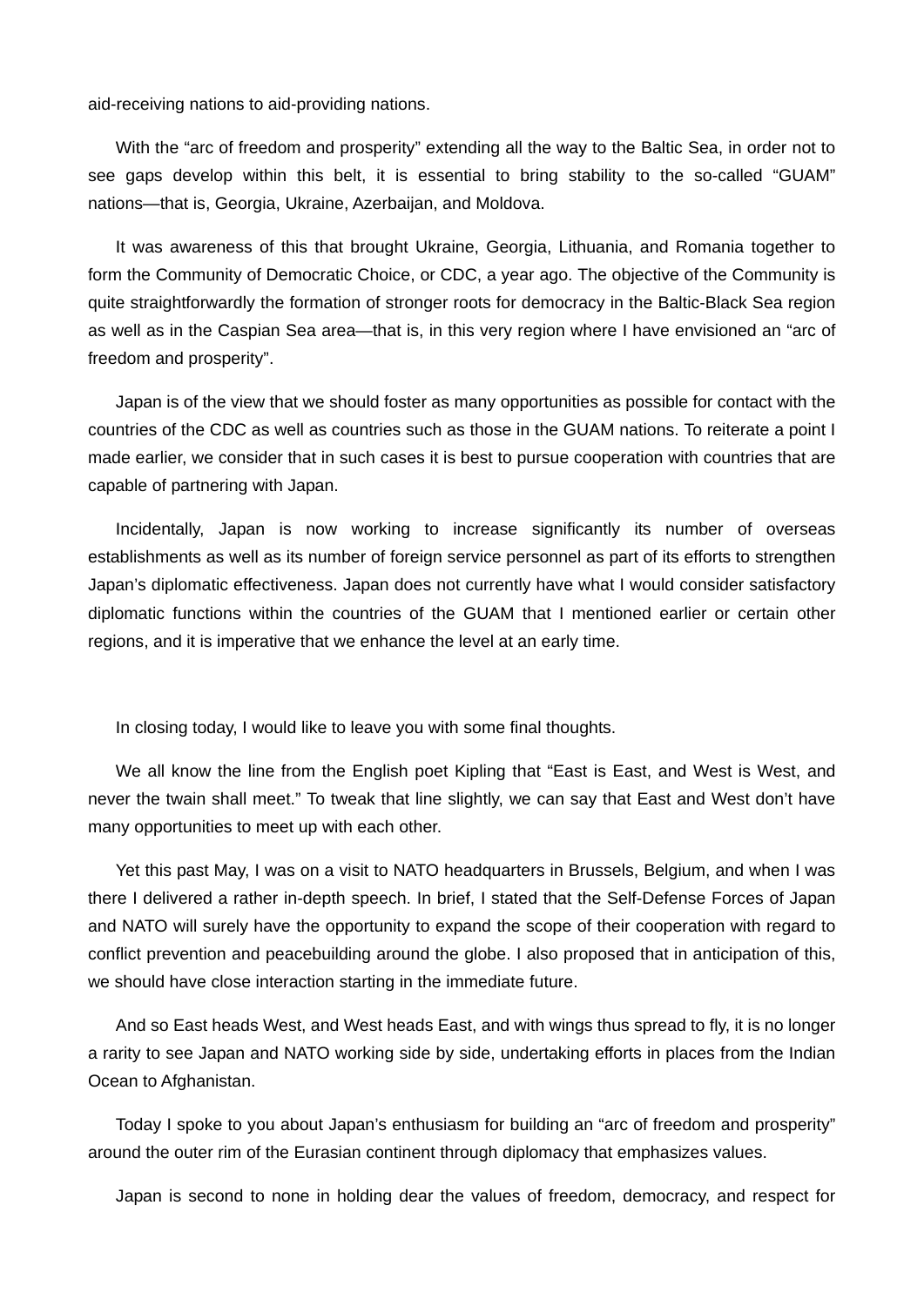aid-receiving nations to aid-providing nations.

With the “arc of freedom and prosperity” extending all the way to the Baltic Sea, in order not to see gaps develop within this belt, it is essential to bring stability to the so-called “GUAM” nations—that is, Georgia, Ukraine, Azerbaijan, and Moldova.

It was awareness of this that brought Ukraine, Georgia, Lithuania, and Romania together to form the Community of Democratic Choice, or CDC, a year ago. The objective of the Community is quite straightforwardly the formation of stronger roots for democracy in the Baltic-Black Sea region as well as in the Caspian Sea area—that is, in this very region where I have envisioned an “arc of freedom and prosperity”.

Japan is of the view that we should foster as many opportunities as possible for contact with the countries of the CDC as well as countries such as those in the GUAM nations. To reiterate a point I made earlier, we consider that in such cases it is best to pursue cooperation with countries that are capable of partnering with Japan.

Incidentally, Japan is now working to increase significantly its number of overseas establishments as well as its number of foreign service personnel as part of its efforts to strengthen Japan’s diplomatic effectiveness. Japan does not currently have what I would consider satisfactory diplomatic functions within the countries of the GUAM that I mentioned earlier or certain other regions, and it is imperative that we enhance the level at an early time.

In closing today, I would like to leave you with some final thoughts.

We all know the line from the English poet Kipling that “East is East, and West is West, and never the twain shall meet.” To tweak that line slightly, we can say that East and West don’t have many opportunities to meet up with each other.

Yet this past May, I was on a visit to NATO headquarters in Brussels, Belgium, and when I was there I delivered a rather in-depth speech. In brief, I stated that the Self-Defense Forces of Japan and NATO will surely have the opportunity to expand the scope of their cooperation with regard to conflict prevention and peacebuilding around the globe. I also proposed that in anticipation of this, we should have close interaction starting in the immediate future.

And so East heads West, and West heads East, and with wings thus spread to fly, it is no longer a rarity to see Japan and NATO working side by side, undertaking efforts in places from the Indian Ocean to Afghanistan.

Today I spoke to you about Japan’s enthusiasm for building an “arc of freedom and prosperity” around the outer rim of the Eurasian continent through diplomacy that emphasizes values.

Japan is second to none in holding dear the values of freedom, democracy, and respect for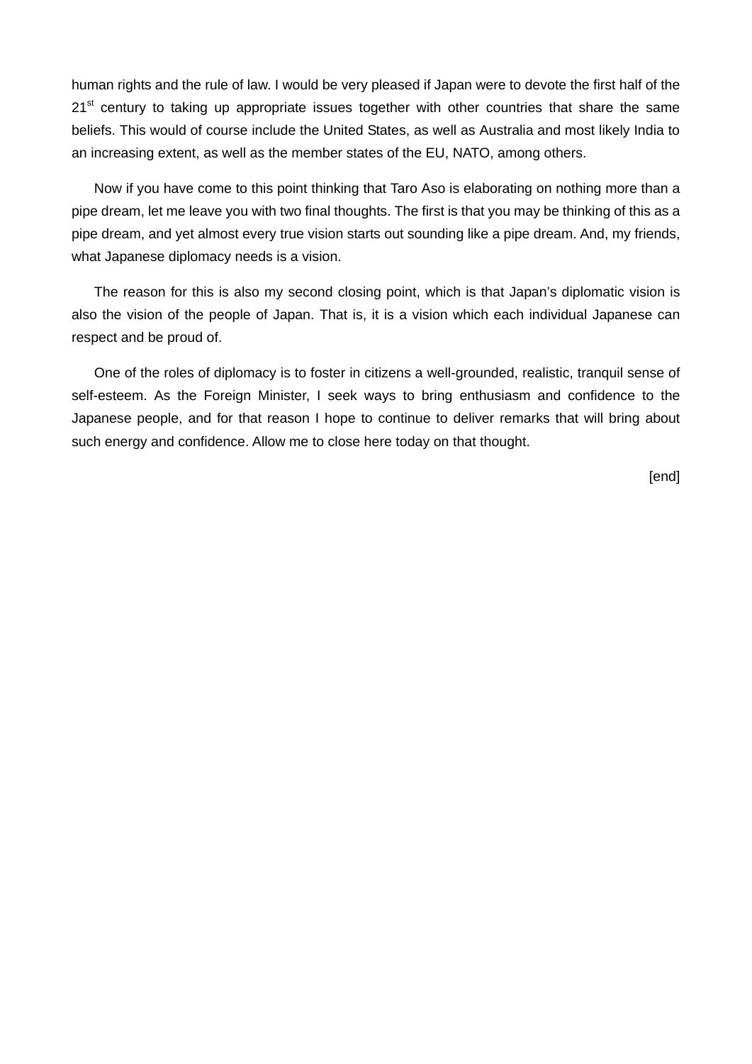human rights and the rule of law. I would be very pleased if Japan were to devote the first half of the 21st century to taking up appropriate issues together with other countries that share the same beliefs. This would of course include the United States, as well as Australia and most likely India to an increasing extent, as well as the member states of the EU, NATO, among others.

Now if you have come to this point thinking that Taro Aso is elaborating on nothing more than a pipe dream, let me leave you with two final thoughts. The first is that you may be thinking of this as a pipe dream, and yet almost every true vision starts out sounding like a pipe dream. And, my friends, what Japanese diplomacy needs is a vision.

The reason for this is also my second closing point, which is that Japan's diplomatic vision is also the vision of the people of Japan. That is, it is a vision which each individual Japanese can respect and be proud of.

One of the roles of diplomacy is to foster in citizens a well-grounded, realistic, tranquil sense of self-esteem. As the Foreign Minister, I seek ways to bring enthusiasm and confidence to the Japanese people, and for that reason I hope to continue to deliver remarks that will bring about such energy and confidence. Allow me to close here today on that thought.

[end]